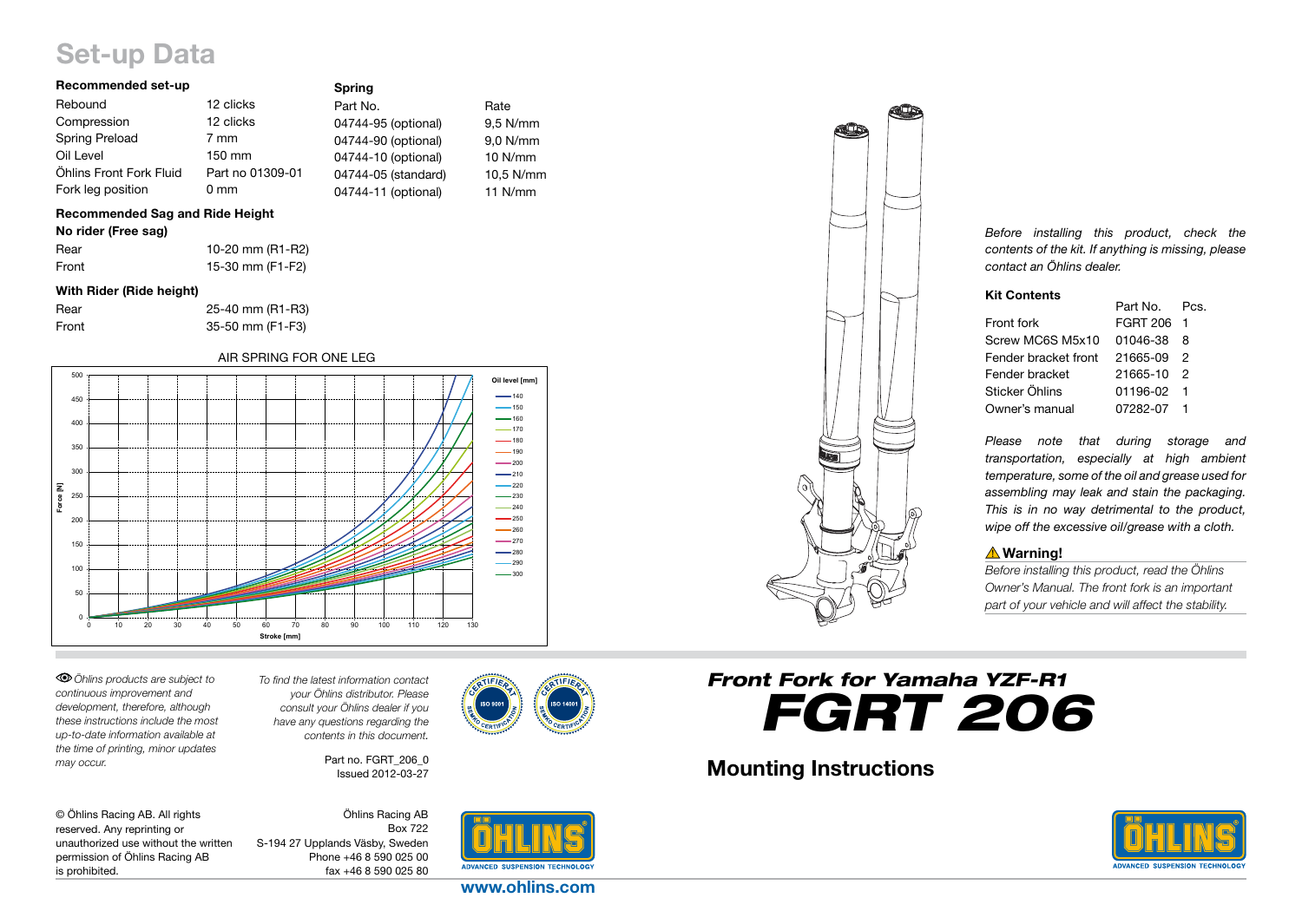# Set-up Data

### Recommended set-up

| | |
|---|---|
| Rebound | 12 clicks |
| Compression | 12 clicks |
| Spring Preload | 7 mm |
| Oil Level | 150 mm |
| Öhlins Front Fork Fluid | Part no 01309-01 |
| Fork leg position | 0 mm |

### Spring

| Part No. | Rate |
|---|---|
| 04744-95 (optional) | 9,5 N/mm |
| 04744-90 (optional) | 9,0 N/mm |
| 04744-10 (optional) | 10 N/mm |
| 04744-05 (standard) | 10,5 N/mm |
| 04744-11 (optional) | 11 N/mm |

### Recommended Sag and Ride Height

**No rider (Free sag)**

| | |
|---|---|
| Rear | 10-20 mm (R1-R2) |
| Front | 15-30 mm (F1-F2) |

**With Rider (Ride height)**

| | |
|---|---|
| Rear | 25-40 mm (R1-R3) |
| Front | 35-50 mm (F1-F3) |

AIR SPRING FOR ONE LEG

*Öhlins products are subject to continuous improvement and development, therefore, although these instructions include the most up-to-date information available at the time of printing, minor updates may occur.*

*To find the latest information contact your Öhlins distributor. Please consult your Öhlins dealer if you have any questions regarding the contents in this document.*

Part no. FGRT_206_0
Issued 2012-03-27

© Öhlins Racing AB. All rights reserved. Any reprinting or unauthorized use without the written permission of Öhlins Racing AB is prohibited.

Öhlins Racing AB
Box 722
S-194 27 Upplands Väsby, Sweden
Phone +46 8 590 025 00
fax +46 8 590 025 80

www.ohlins.com

*Before installing this product, check the contents of the kit. If anything is missing, please contact an Öhlins dealer.*

### Kit Contents

| | Part No. | Pcs. |
|---|---|---|
| Front fork | FGRT 206 | 1 |
| Screw MC6S M5x10 | 01046-38 | 8 |
| Fender bracket front | 21665-09 | 2 |
| Fender bracket | 21665-10 | 2 |
| Sticker Öhlins | 01196-02 | 1 |
| Owner's manual | 07282-07 | 1 |

*Please note that during storage and transportation, especially at high ambient temperature, some of the oil and grease used for assembling may leak and stain the packaging. This is in no way detrimental to the product, wipe off the excessive oil/grease with a cloth.*

### ⚠ Warning!

*Before installing this product, read the Öhlins Owner's Manual. The front fork is an important part of your vehicle and will affect the stability.*

## *Front Fork for Yamaha YZF-R1*

# *FGRT 206*

## Mounting Instructions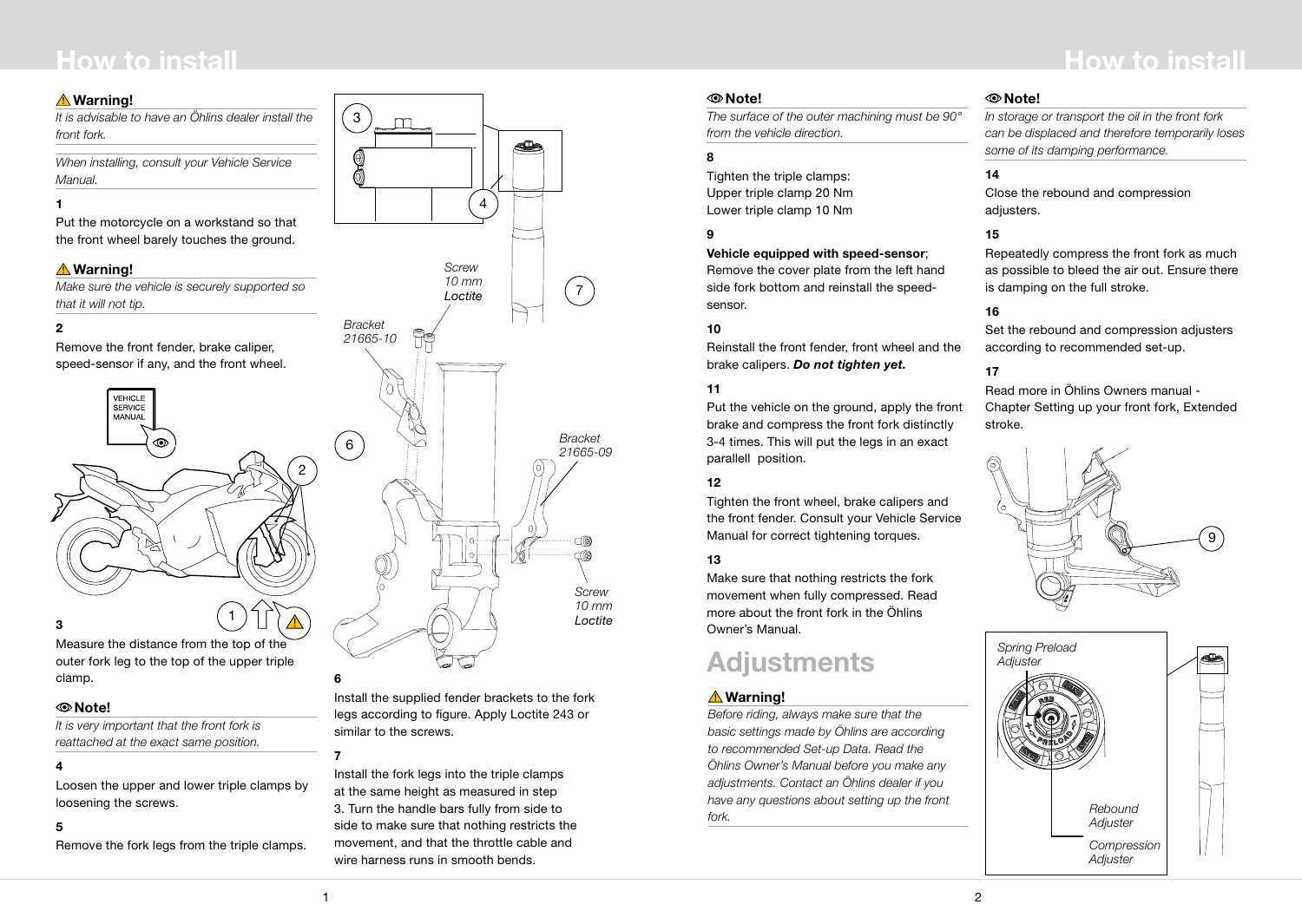# How to install

### ⚠ Warning!

*It is advisable to have an Öhlins dealer install the front fork.*

*When installing, consult your Vehicle Service Manual.*

**1**

Put the motorcycle on a workstand so that the front wheel barely touches the ground.

### ⚠ Warning!

*Make sure the vehicle is securely supported so that it will not tip.*

**2**

Remove the front fender, brake caliper, speed-sensor if any, and the front wheel.

VEHICLE SERVICE MANUAL

**3**

Measure the distance from the top of the outer fork leg to the top of the upper triple clamp.

### Note!

*It is very important that the front fork is reattached at the exact same position.*

**4**

Loosen the upper and lower triple clamps by loosening the screws.

**5**

Remove the fork legs from the triple clamps.

Screw 10 mm Loctite

Bracket 21665-10

Bracket 21665-09

Screw 10 mm Loctite

**6**

Install the supplied fender brackets to the fork legs according to figure. Apply Loctite 243 or similar to the screws.

**7**

Install the fork legs into the triple clamps at the same height as measured in step 3. Turn the handle bars fully from side to side to make sure that nothing restricts the movement, and that the throttle cable and wire harness runs in smooth bends.

### Note!

*The surface of the outer machining must be 90° from the vehicle direction.*

**8**

Tighten the triple clamps:
Upper triple clamp 20 Nm
Lower triple clamp 10 Nm

**9**

**Vehicle equipped with speed-sensor**;
Remove the cover plate from the left hand side fork bottom and reinstall the speed-sensor.

**10**

Reinstall the front fender, front wheel and the brake calipers. ***Do not tighten yet.***

**11**

Put the vehicle on the ground, apply the front brake and compress the front fork distinctly 3-4 times. This will put the legs in an exact parallell position.

**12**

Tighten the front wheel, brake calipers and the front fender. Consult your Vehicle Service Manual for correct tightening torques.

**13**

Make sure that nothing restricts the fork movement when fully compressed. Read more about the front fork in the Öhlins Owner's Manual.

# Adjustments

### ⚠ Warning!

*Before riding, always make sure that the basic settings made by Öhlins are according to recommended Set-up Data. Read the Öhlins Owner's Manual before you make any adjustments. Contact an Öhlins dealer if you have any questions about setting up the front fork.*

### Note!

*In storage or transport the oil in the front fork can be displaced and therefore temporarily loses some of its damping performance.*

**14**

Close the rebound and compression adjusters.

**15**

Repeatedly compress the front fork as much as possible to bleed the air out. Ensure there is damping on the full stroke.

**16**

Set the rebound and compression adjusters according to recommended set-up.

**17**

Read more in Öhlins Owners manual - Chapter Setting up your front fork, Extended stroke.

Spring Preload Adjuster

Rebound Adjuster

Compression Adjuster